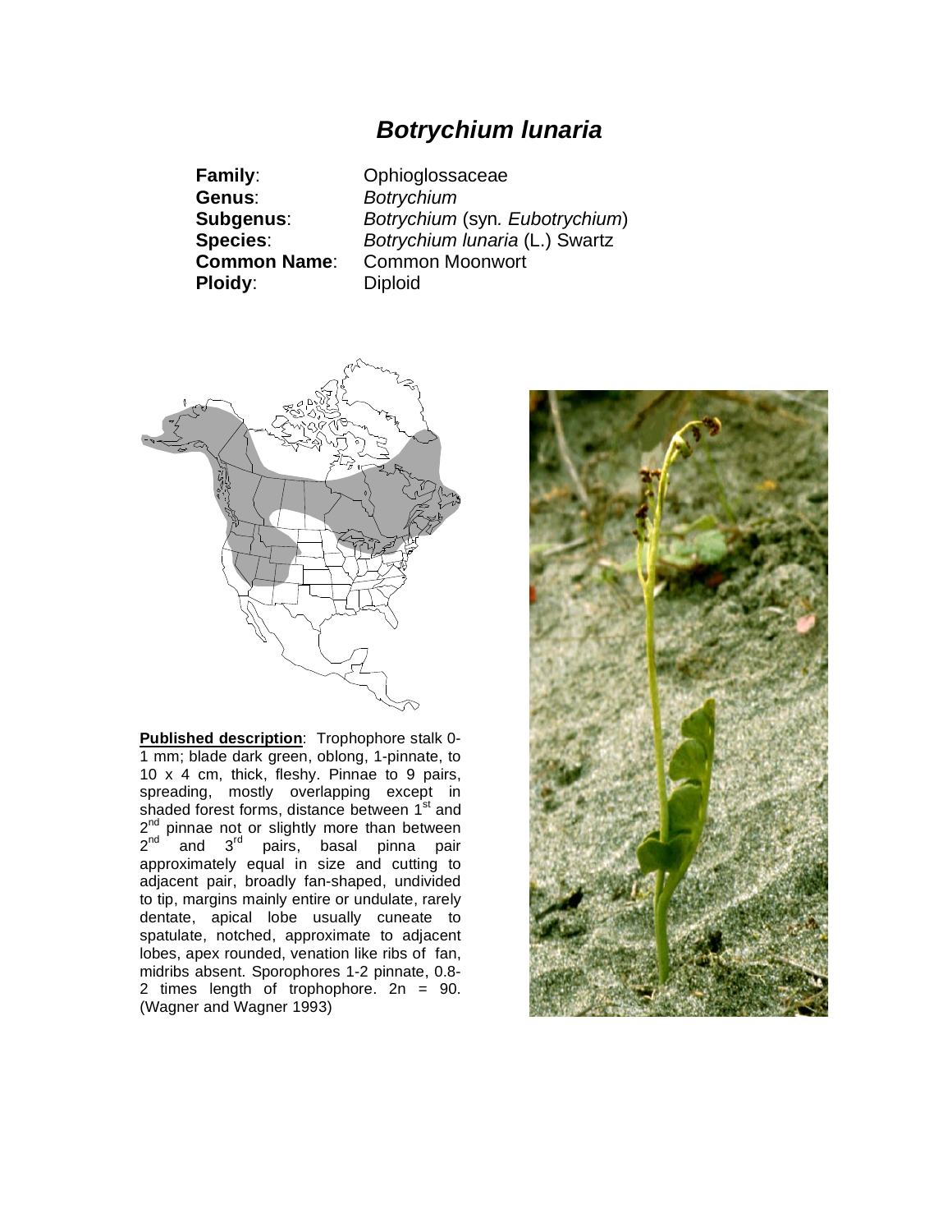# *Botrychium lunaria*

**Family**: Ophioglossaceae
**Genus**: *Botrychium*
**Subgenus**: *Botrychium* (syn. *Eubotrychium*)
**Species**: *Botrychium lunaria* (L.) Swartz
**Common Name**: Common Moonwort
**Ploidy**: Diploid

**Published description**: Trophophore stalk 0-1 mm; blade dark green, oblong, 1-pinnate, to 10 x 4 cm, thick, fleshy. Pinnae to 9 pairs, spreading, mostly overlapping except in shaded forest forms, distance between 1st and 2nd pinnae not or slightly more than between 2nd and 3rd pairs, basal pinna pair approximately equal in size and cutting to adjacent pair, broadly fan-shaped, undivided to tip, margins mainly entire or undulate, rarely dentate, apical lobe usually cuneate to spatulate, notched, approximate to adjacent lobes, apex rounded, venation like ribs of fan, midribs absent. Sporophores 1-2 pinnate, 0.8-2 times length of trophophore. 2n = 90. (Wagner and Wagner 1993)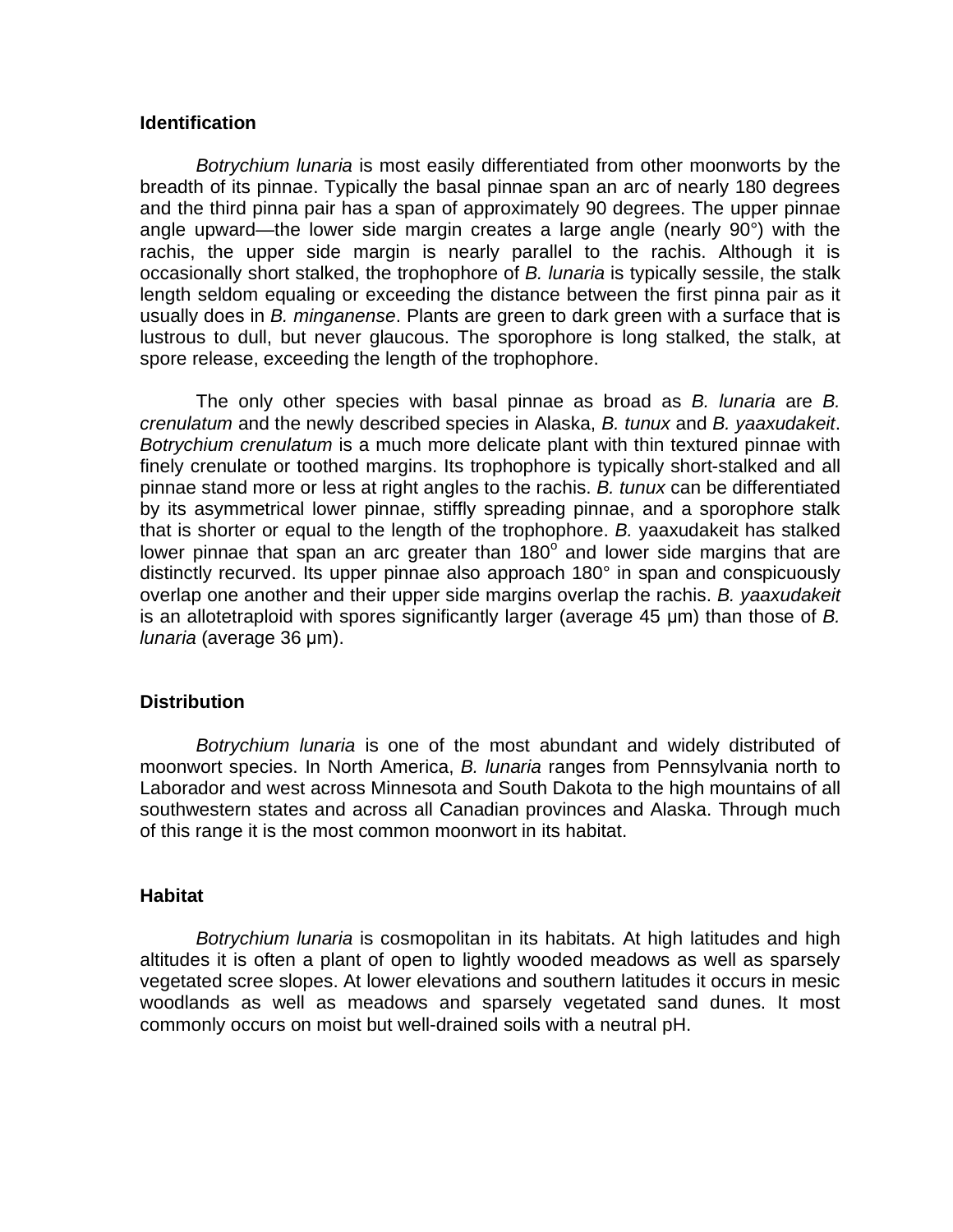## Identification

*Botrychium lunaria* is most easily differentiated from other moonworts by the breadth of its pinnae. Typically the basal pinnae span an arc of nearly 180 degrees and the third pinna pair has a span of approximately 90 degrees. The upper pinnae angle upward—the lower side margin creates a large angle (nearly 90°) with the rachis, the upper side margin is nearly parallel to the rachis. Although it is occasionally short stalked, the trophophore of *B. lunaria* is typically sessile, the stalk length seldom equaling or exceeding the distance between the first pinna pair as it usually does in *B. minganense*. Plants are green to dark green with a surface that is lustrous to dull, but never glaucous. The sporophore is long stalked, the stalk, at spore release, exceeding the length of the trophophore.

The only other species with basal pinnae as broad as *B. lunaria* are *B. crenulatum* and the newly described species in Alaska, *B. tunux* and *B. yaaxudakeit*. *Botrychium crenulatum* is a much more delicate plant with thin textured pinnae with finely crenulate or toothed margins. Its trophophore is typically short-stalked and all pinnae stand more or less at right angles to the rachis. *B. tunux* can be differentiated by its asymmetrical lower pinnae, stiffly spreading pinnae, and a sporophore stalk that is shorter or equal to the length of the trophophore. *B.* yaaxudakeit has stalked lower pinnae that span an arc greater than 180° and lower side margins that are distinctly recurved. Its upper pinnae also approach 180° in span and conspicuously overlap one another and their upper side margins overlap the rachis. *B. yaaxudakeit* is an allotetraploid with spores significantly larger (average 45 µm) than those of *B. lunaria* (average 36 µm).

## Distribution

*Botrychium lunaria* is one of the most abundant and widely distributed of moonwort species. In North America, *B. lunaria* ranges from Pennsylvania north to Laborador and west across Minnesota and South Dakota to the high mountains of all southwestern states and across all Canadian provinces and Alaska. Through much of this range it is the most common moonwort in its habitat.

## Habitat

*Botrychium lunaria* is cosmopolitan in its habitats. At high latitudes and high altitudes it is often a plant of open to lightly wooded meadows as well as sparsely vegetated scree slopes. At lower elevations and southern latitudes it occurs in mesic woodlands as well as meadows and sparsely vegetated sand dunes. It most commonly occurs on moist but well-drained soils with a neutral pH.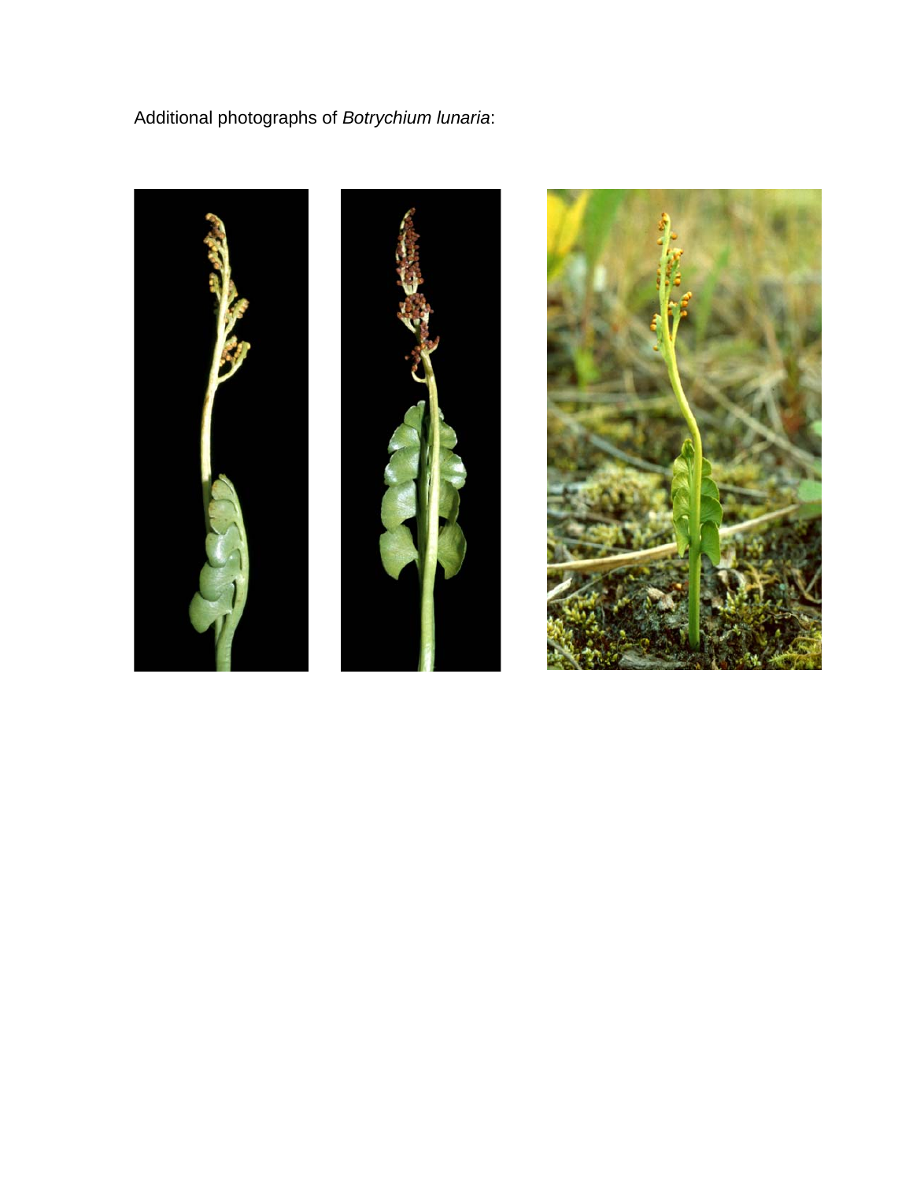Additional photographs of *Botrychium lunaria*: